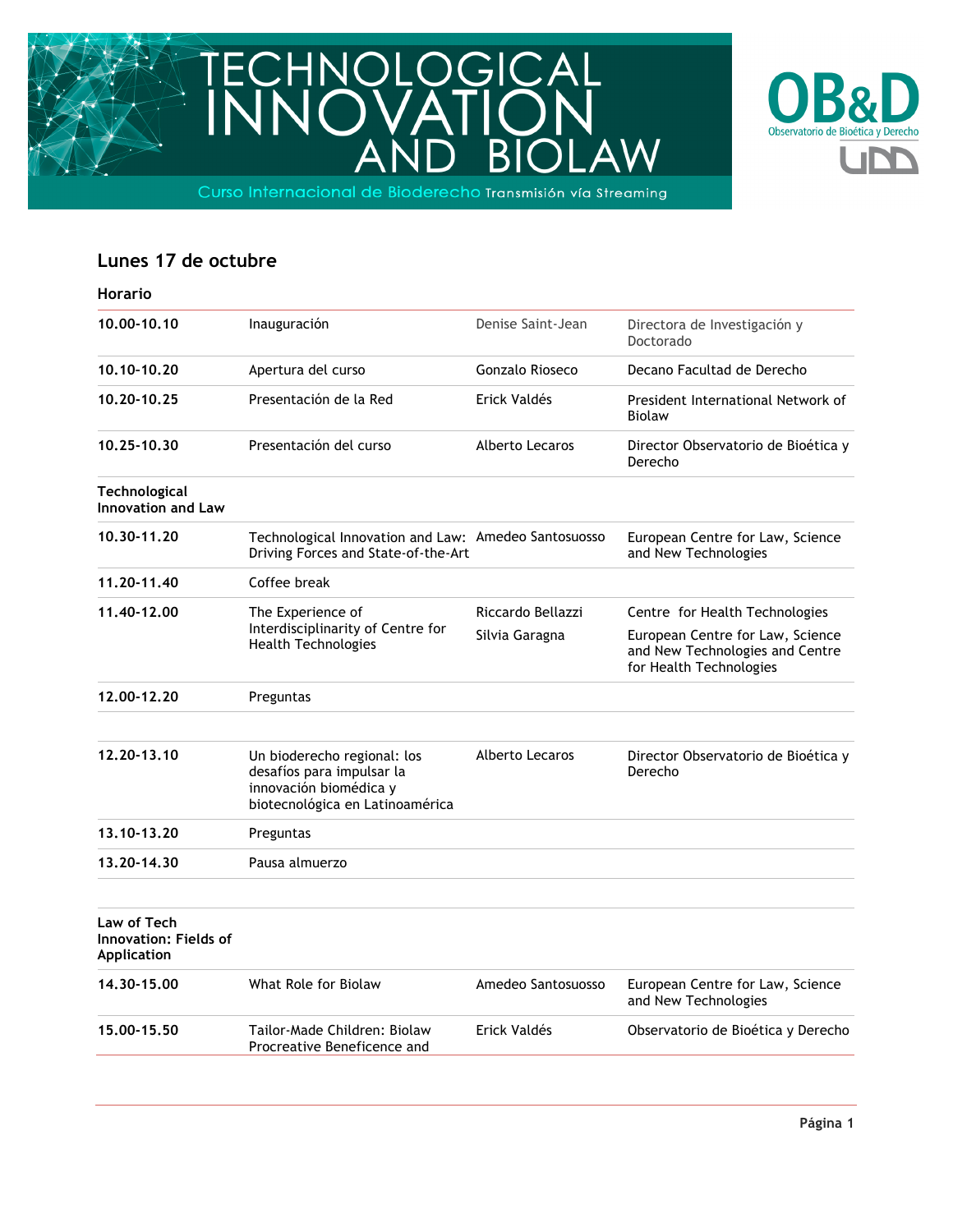# TECHNOLOGICAL INNOVATION AND BIOLAW

Curso Internacional de Bioderecho Transmisión vía Streaming

OB&D Observatorio de Bioética y Derecho

UDD

## Lunes 17 de octubre

| Horario | | | |
|---|---|---|---|
| **10.00-10.10** | Inauguración | Denise Saint-Jean | Directora de Investigación y Doctorado |
| **10.10-10.20** | Apertura del curso | Gonzalo Rioseco | Decano Facultad de Derecho |
| **10.20-10.25** | Presentación de la Red | Erick Valdés | President International Network of Biolaw |
| **10.25-10.30** | Presentación del curso | Alberto Lecaros | Director Observatorio de Bioética y Derecho |
| **Technological Innovation and Law** | | | |
| **10.30-11.20** | Technological Innovation and Law: Driving Forces and State-of-the-Art | Amedeo Santosuosso | European Centre for Law, Science and New Technologies |
| **11.20-11.40** | Coffee break | | |
| **11.40-12.00** | The Experience of Interdisciplinarity of Centre for Health Technologies | Riccardo Bellazzi<br>Silvia Garagna | Centre for Health Technologies<br>European Centre for Law, Science and New Technologies and Centre for Health Technologies |
| **12.00-12.20** | Preguntas | | |
| **12.20-13.10** | Un bioderecho regional: los desafíos para impulsar la innovación biomédica y biotecnológica en Latinoamérica | Alberto Lecaros | Director Observatorio de Bioética y Derecho |
| **13.10-13.20** | Preguntas | | |
| **13.20-14.30** | Pausa almuerzo | | |
| **Law of Tech Innovation: Fields of Application** | | | |
| **14.30-15.00** | What Role for Biolaw | Amedeo Santosuosso | European Centre for Law, Science and New Technologies |
| **15.00-15.50** | Tailor-Made Children: Biolaw Procreative Beneficence and | Erick Valdés | Observatorio de Bioética y Derecho |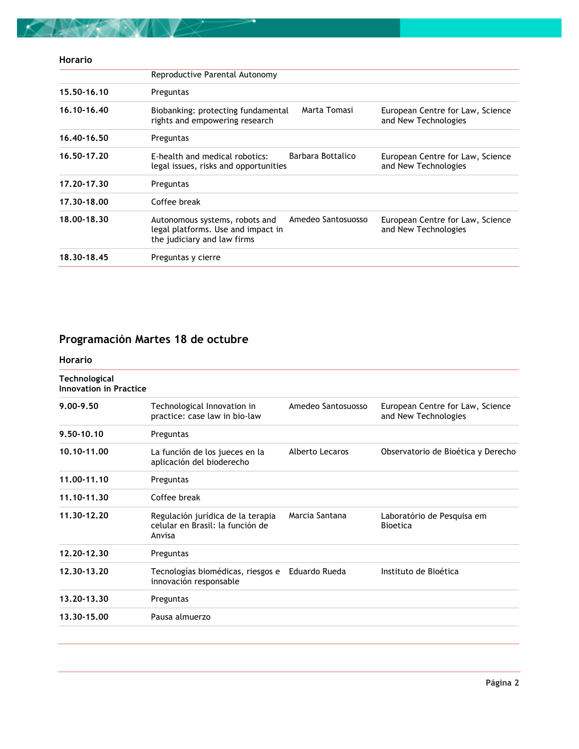| Horario | | | |
|---|---|---|---|
| | Reproductive Parental Autonomy | | |
| **15.50-16.10** | Preguntas | | |
| **16.10-16.40** | Biobanking: protecting fundamental rights and empowering research | Marta Tomasi | European Centre for Law, Science and New Technologies |
| **16.40-16.50** | Preguntas | | |
| **16.50-17.20** | E-health and medical robotics: legal issues, risks and opportunities | Barbara Bottalico | European Centre for Law, Science and New Technologies |
| **17.20-17.30** | Preguntas | | |
| **17.30-18.00** | Coffee break | | |
| **18.00-18.30** | Autonomous systems, robots and legal platforms. Use and impact in the judiciary and law firms | Amedeo Santosuosso | European Centre for Law, Science and New Technologies |
| **18.30-18.45** | Preguntas y cierre | | |

## Programación Martes 18 de octubre

| Horario | | | |
|---|---|---|---|
| **Technological Innovation in Practice** | | | |
| **9.00-9.50** | Technological Innovation in practice: case law in bio-law | Amedeo Santosuosso | European Centre for Law, Science and New Technologies |
| **9.50-10.10** | Preguntas | | |
| **10.10-11.00** | La función de los jueces en la aplicación del bioderecho | Alberto Lecaros | Observatorio de Bioética y Derecho |
| **11.00-11.10** | Preguntas | | |
| **11.10-11.30** | Coffee break | | |
| **11.30-12.20** | Regulación jurídica de la terapia celular en Brasil: la función de Anvisa | Marcia Santana | Laboratório de Pesquisa em Bioetica |
| **12.20-12.30** | Preguntas | | |
| **12.30-13.20** | Tecnologías biomédicas, riesgos e innovación responsable | Eduardo Rueda | Instituto de Bioética |
| **13.20-13.30** | Preguntas | | |
| **13.30-15.00** | Pausa almuerzo | | |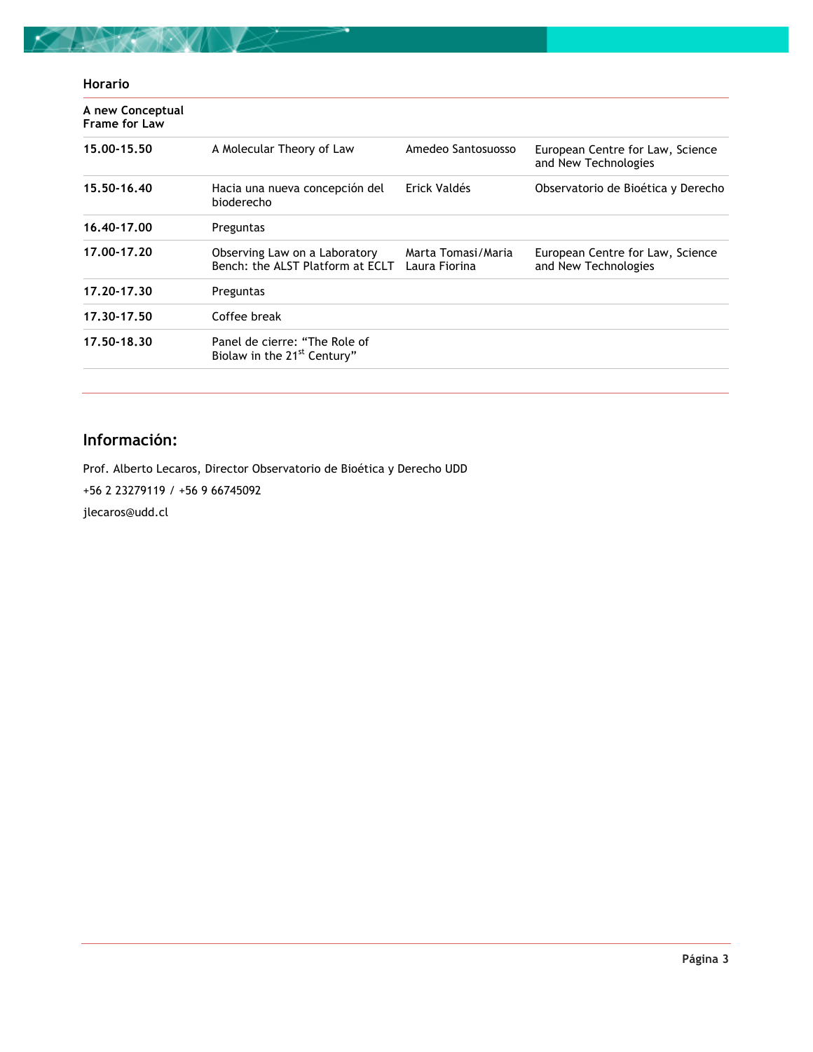### Horario

| A new Conceptual Frame for Law | | | |
|---|---|---|---|
| **15.00-15.50** | A Molecular Theory of Law | Amedeo Santosuosso | European Centre for Law, Science and New Technologies |
| **15.50-16.40** | Hacia una nueva concepción del bioderecho | Erick Valdés | Observatorio de Bioética y Derecho |
| **16.40-17.00** | Preguntas | | |
| **17.00-17.20** | Observing Law on a Laboratory Bench: the ALST Platform at ECLT | Marta Tomasi/Maria Laura Fiorina | European Centre for Law, Science and New Technologies |
| **17.20-17.30** | Preguntas | | |
| **17.30-17.50** | Coffee break | | |
| **17.50-18.30** | Panel de cierre: "The Role of Biolaw in the 21st Century" | | |

## Información:

Prof. Alberto Lecaros, Director Observatorio de Bioética y Derecho UDD

+56 2 23279119 / +56 9 66745092

jlecaros@udd.cl